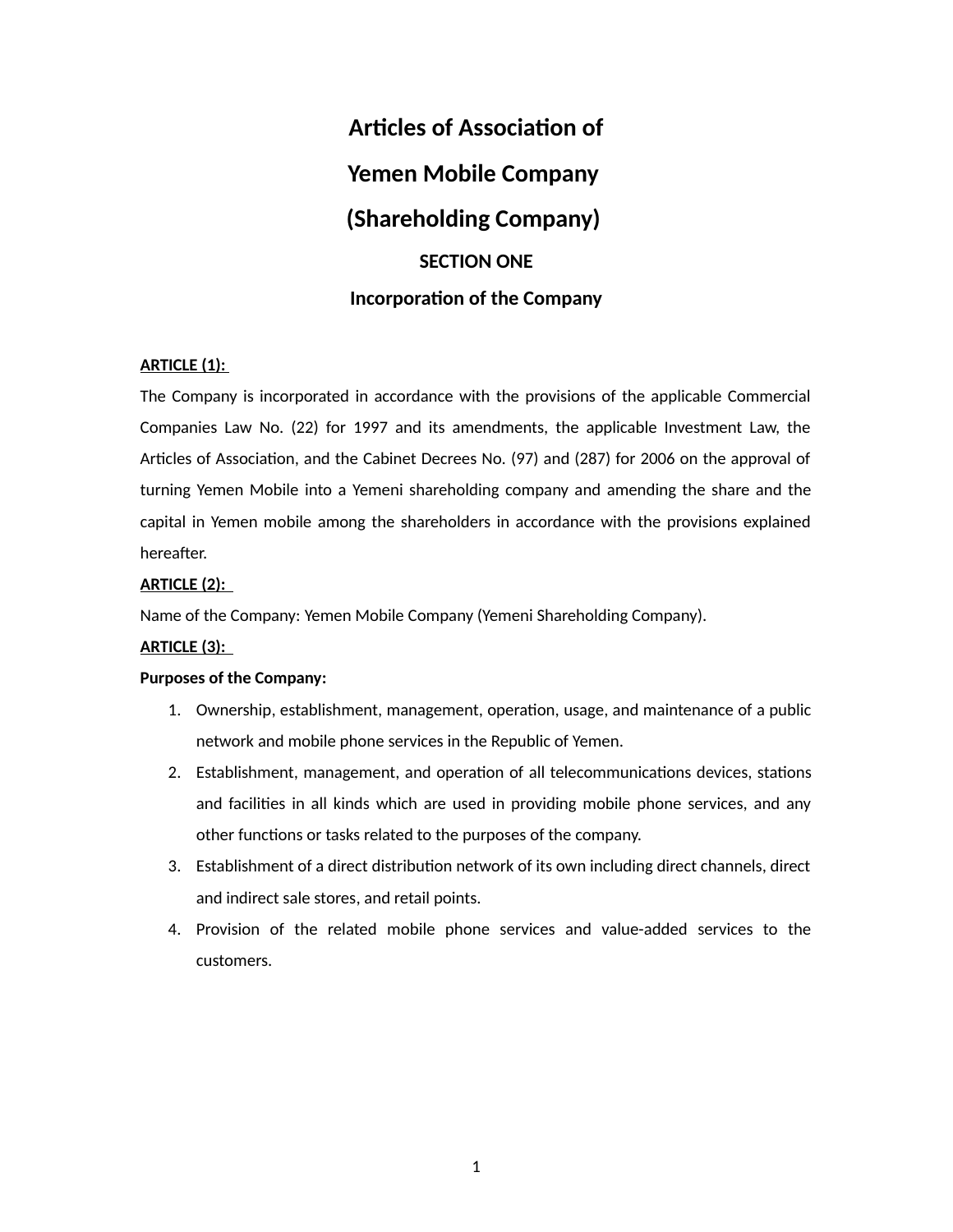# Articles of Association of

# Yemen Mobile Company

# (Shareholding Company)

## SECTION ONE

## Incorporation of the Company

**ARTICLE (1):**

The Company is incorporated in accordance with the provisions of the applicable Commercial Companies Law No. (22) for 1997 and its amendments, the applicable Investment Law, the Articles of Association, and the Cabinet Decrees No. (97) and (287) for 2006 on the approval of turning Yemen Mobile into a Yemeni shareholding company and amending the share and the capital in Yemen mobile among the shareholders in accordance with the provisions explained hereafter.

**ARTICLE (2):**

Name of the Company: Yemen Mobile Company (Yemeni Shareholding Company).

**ARTICLE (3):**

**Purposes of the Company:**

1. Ownership, establishment, management, operation, usage, and maintenance of a public network and mobile phone services in the Republic of Yemen.
2. Establishment, management, and operation of all telecommunications devices, stations and facilities in all kinds which are used in providing mobile phone services, and any other functions or tasks related to the purposes of the company.
3. Establishment of a direct distribution network of its own including direct channels, direct and indirect sale stores, and retail points.
4. Provision of the related mobile phone services and value-added services to the customers.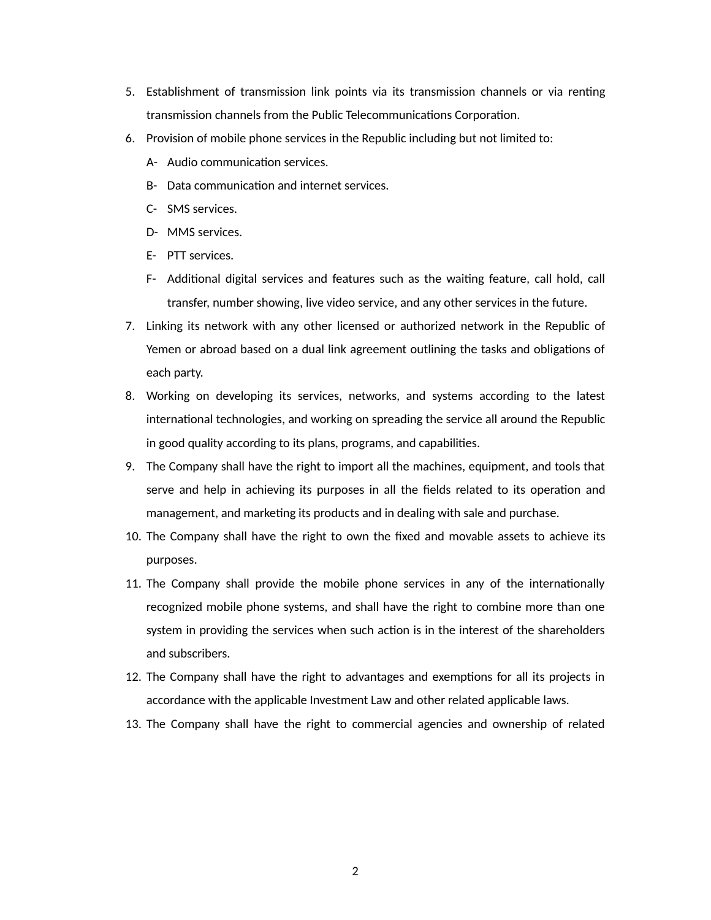5. Establishment of transmission link points via its transmission channels or via renting transmission channels from the Public Telecommunications Corporation.
6. Provision of mobile phone services in the Republic including but not limited to:
   A- Audio communication services.
   B- Data communication and internet services.
   C- SMS services.
   D- MMS services.
   E- PTT services.
   F- Additional digital services and features such as the waiting feature, call hold, call transfer, number showing, live video service, and any other services in the future.
7. Linking its network with any other licensed or authorized network in the Republic of Yemen or abroad based on a dual link agreement outlining the tasks and obligations of each party.
8. Working on developing its services, networks, and systems according to the latest international technologies, and working on spreading the service all around the Republic in good quality according to its plans, programs, and capabilities.
9. The Company shall have the right to import all the machines, equipment, and tools that serve and help in achieving its purposes in all the fields related to its operation and management, and marketing its products and in dealing with sale and purchase.
10. The Company shall have the right to own the fixed and movable assets to achieve its purposes.
11. The Company shall provide the mobile phone services in any of the internationally recognized mobile phone systems, and shall have the right to combine more than one system in providing the services when such action is in the interest of the shareholders and subscribers.
12. The Company shall have the right to advantages and exemptions for all its projects in accordance with the applicable Investment Law and other related applicable laws.
13. The Company shall have the right to commercial agencies and ownership of related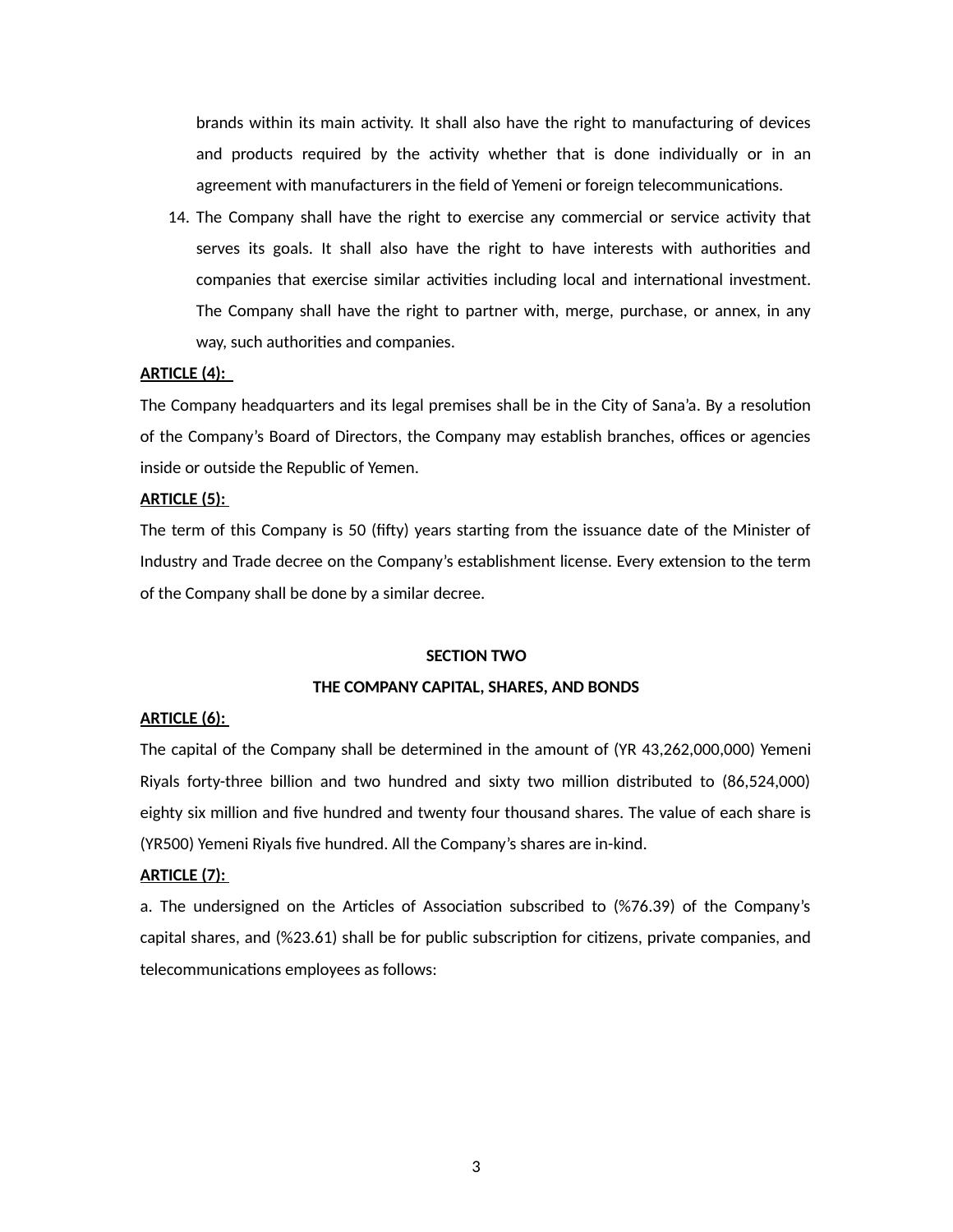brands within its main activity. It shall also have the right to manufacturing of devices and products required by the activity whether that is done individually or in an agreement with manufacturers in the field of Yemeni or foreign telecommunications.

14. The Company shall have the right to exercise any commercial or service activity that serves its goals. It shall also have the right to have interests with authorities and companies that exercise similar activities including local and international investment. The Company shall have the right to partner with, merge, purchase, or annex, in any way, such authorities and companies.

**ARTICLE (4):**

The Company headquarters and its legal premises shall be in the City of Sana'a. By a resolution of the Company's Board of Directors, the Company may establish branches, offices or agencies inside or outside the Republic of Yemen.

**ARTICLE (5):**

The term of this Company is 50 (fifty) years starting from the issuance date of the Minister of Industry and Trade decree on the Company's establishment license. Every extension to the term of the Company shall be done by a similar decree.

## SECTION TWO
## THE COMPANY CAPITAL, SHARES, AND BONDS

**ARTICLE (6):**

The capital of the Company shall be determined in the amount of (YR 43,262,000,000) Yemeni Riyals forty-three billion and two hundred and sixty two million distributed to (86,524,000) eighty six million and five hundred and twenty four thousand shares. The value of each share is (YR500) Yemeni Riyals five hundred. All the Company's shares are in-kind.

**ARTICLE (7):**

a. The undersigned on the Articles of Association subscribed to (%76.39) of the Company's capital shares, and (%23.61) shall be for public subscription for citizens, private companies, and telecommunications employees as follows: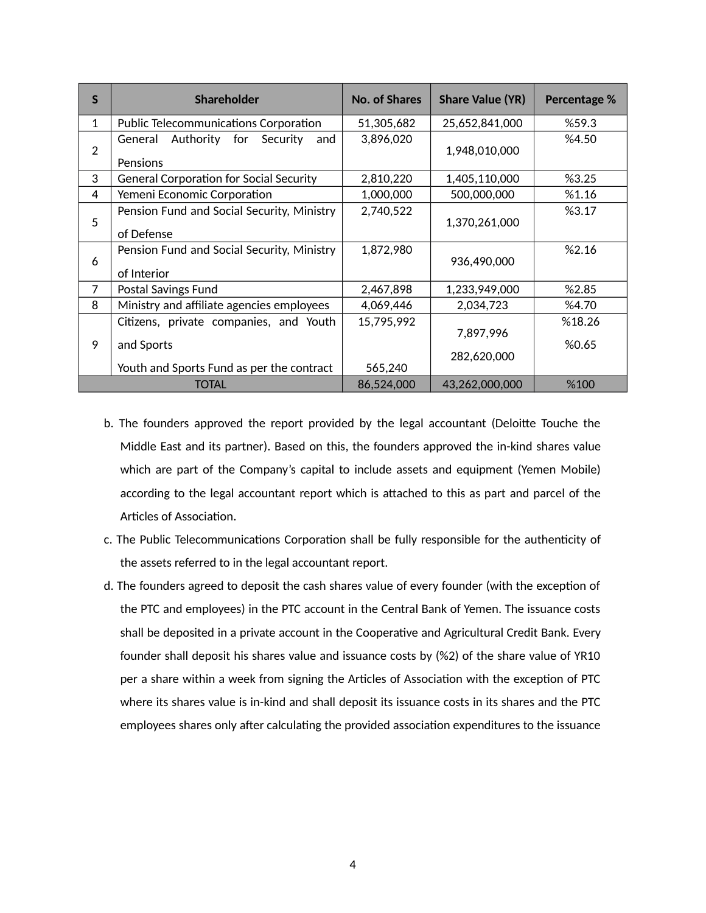| S | Shareholder | No. of Shares | Share Value (YR) | Percentage % |
|---|---|---|---|---|
| 1 | Public Telecommunications Corporation | 51,305,682 | 25,652,841,000 | %59.3 |
| 2 | General Authority for Security and Pensions | 3,896,020 | 1,948,010,000 | %4.50 |
| 3 | General Corporation for Social Security | 2,810,220 | 1,405,110,000 | %3.25 |
| 4 | Yemeni Economic Corporation | 1,000,000 | 500,000,000 | %1.16 |
| 5 | Pension Fund and Social Security, Ministry of Defense | 2,740,522 | 1,370,261,000 | %3.17 |
| 6 | Pension Fund and Social Security, Ministry of Interior | 1,872,980 | 936,490,000 | %2.16 |
| 7 | Postal Savings Fund | 2,467,898 | 1,233,949,000 | %2.85 |
| 8 | Ministry and affiliate agencies employees | 4,069,446 | 2,034,723 | %4.70 |
| 9 | Citizens, private companies, and Youth and Sports<br>Youth and Sports Fund as per the contract | 15,795,992<br>565,240 | 7,897,996<br>282,620,000 | %18.26<br>%0.65 |
| TOTAL | | 86,524,000 | 43,262,000,000 | %100 |

b. The founders approved the report provided by the legal accountant (Deloitte Touche the Middle East and its partner). Based on this, the founders approved the in-kind shares value which are part of the Company's capital to include assets and equipment (Yemen Mobile) according to the legal accountant report which is attached to this as part and parcel of the Articles of Association.

c. The Public Telecommunications Corporation shall be fully responsible for the authenticity of the assets referred to in the legal accountant report.

d. The founders agreed to deposit the cash shares value of every founder (with the exception of the PTC and employees) in the PTC account in the Central Bank of Yemen. The issuance costs shall be deposited in a private account in the Cooperative and Agricultural Credit Bank. Every founder shall deposit his shares value and issuance costs by (%2) of the share value of YR10 per a share within a week from signing the Articles of Association with the exception of PTC where its shares value is in-kind and shall deposit its issuance costs in its shares and the PTC employees shares only after calculating the provided association expenditures to the issuance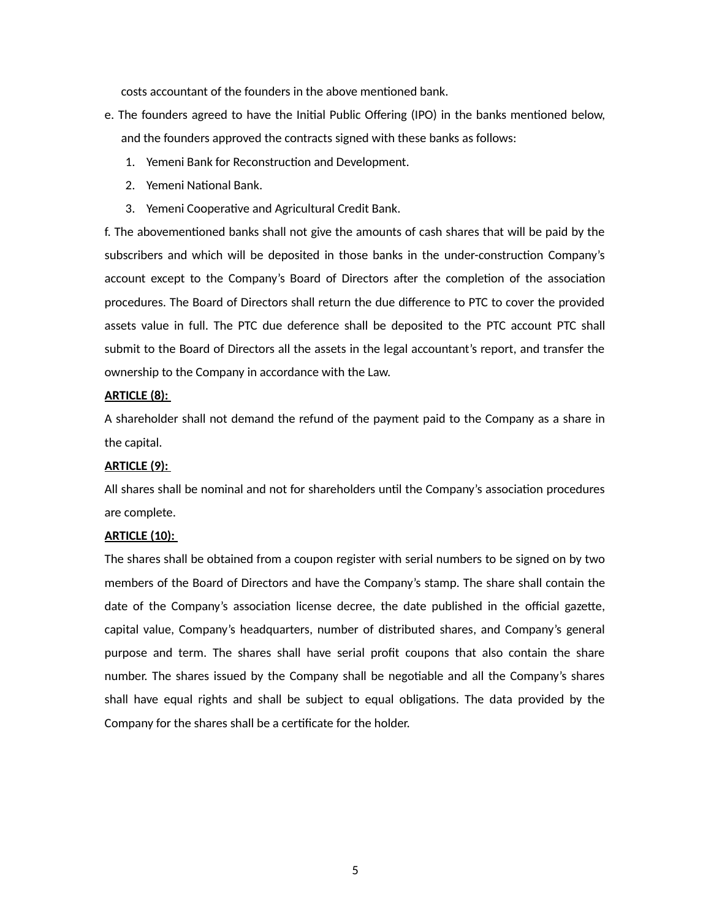costs accountant of the founders in the above mentioned bank.

e. The founders agreed to have the Initial Public Offering (IPO) in the banks mentioned below, and the founders approved the contracts signed with these banks as follows:

1. Yemeni Bank for Reconstruction and Development.
2. Yemeni National Bank.
3. Yemeni Cooperative and Agricultural Credit Bank.

f. The abovementioned banks shall not give the amounts of cash shares that will be paid by the subscribers and which will be deposited in those banks in the under-construction Company's account except to the Company's Board of Directors after the completion of the association procedures. The Board of Directors shall return the due difference to PTC to cover the provided assets value in full. The PTC due deference shall be deposited to the PTC account PTC shall submit to the Board of Directors all the assets in the legal accountant's report, and transfer the ownership to the Company in accordance with the Law.

**ARTICLE (8):**

A shareholder shall not demand the refund of the payment paid to the Company as a share in the capital.

**ARTICLE (9):**

All shares shall be nominal and not for shareholders until the Company's association procedures are complete.

**ARTICLE (10):**

The shares shall be obtained from a coupon register with serial numbers to be signed on by two members of the Board of Directors and have the Company's stamp. The share shall contain the date of the Company's association license decree, the date published in the official gazette, capital value, Company's headquarters, number of distributed shares, and Company's general purpose and term. The shares shall have serial profit coupons that also contain the share number. The shares issued by the Company shall be negotiable and all the Company's shares shall have equal rights and shall be subject to equal obligations. The data provided by the Company for the shares shall be a certificate for the holder.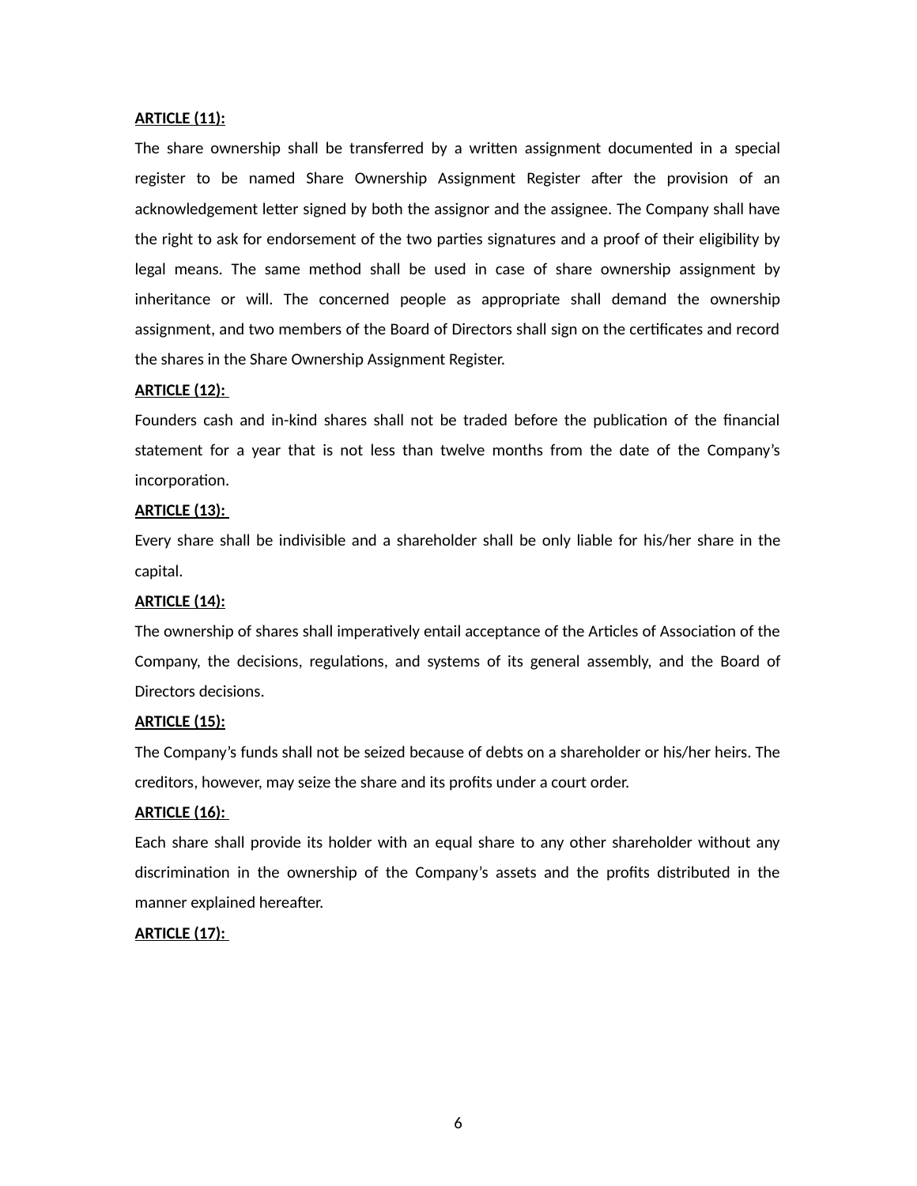**ARTICLE (11):**

The share ownership shall be transferred by a written assignment documented in a special register to be named Share Ownership Assignment Register after the provision of an acknowledgement letter signed by both the assignor and the assignee. The Company shall have the right to ask for endorsement of the two parties signatures and a proof of their eligibility by legal means. The same method shall be used in case of share ownership assignment by inheritance or will. The concerned people as appropriate shall demand the ownership assignment, and two members of the Board of Directors shall sign on the certificates and record the shares in the Share Ownership Assignment Register.

**ARTICLE (12):**

Founders cash and in-kind shares shall not be traded before the publication of the financial statement for a year that is not less than twelve months from the date of the Company's incorporation.

**ARTICLE (13):**

Every share shall be indivisible and a shareholder shall be only liable for his/her share in the capital.

**ARTICLE (14):**

The ownership of shares shall imperatively entail acceptance of the Articles of Association of the Company, the decisions, regulations, and systems of its general assembly, and the Board of Directors decisions.

**ARTICLE (15):**

The Company's funds shall not be seized because of debts on a shareholder or his/her heirs. The creditors, however, may seize the share and its profits under a court order.

**ARTICLE (16):**

Each share shall provide its holder with an equal share to any other shareholder without any discrimination in the ownership of the Company's assets and the profits distributed in the manner explained hereafter.

**ARTICLE (17):**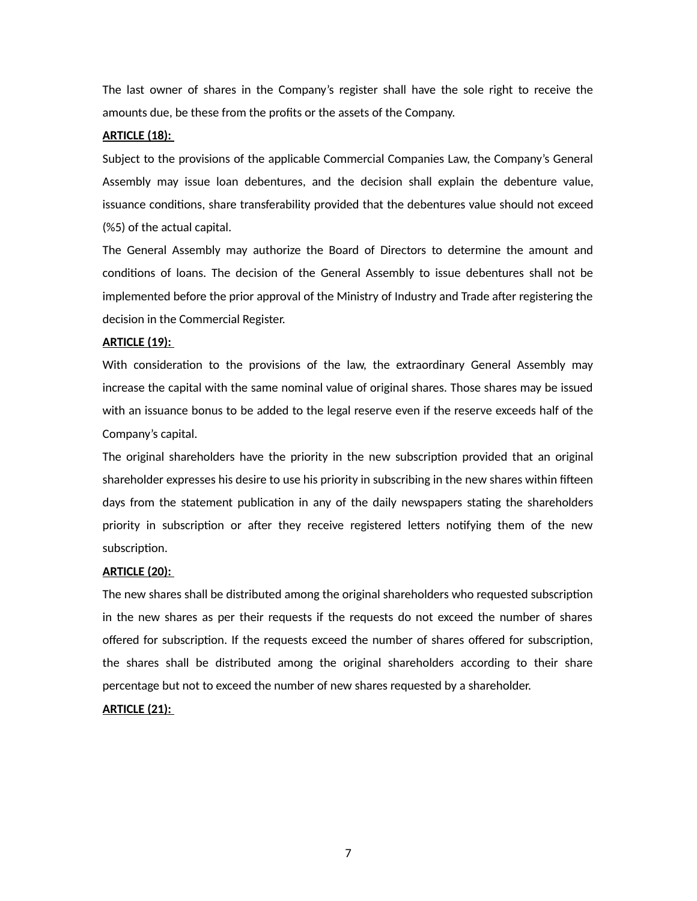The last owner of shares in the Company's register shall have the sole right to receive the amounts due, be these from the profits or the assets of the Company.

**ARTICLE (18):**

Subject to the provisions of the applicable Commercial Companies Law, the Company's General Assembly may issue loan debentures, and the decision shall explain the debenture value, issuance conditions, share transferability provided that the debentures value should not exceed (%5) of the actual capital.

The General Assembly may authorize the Board of Directors to determine the amount and conditions of loans. The decision of the General Assembly to issue debentures shall not be implemented before the prior approval of the Ministry of Industry and Trade after registering the decision in the Commercial Register.

**ARTICLE (19):**

With consideration to the provisions of the law, the extraordinary General Assembly may increase the capital with the same nominal value of original shares. Those shares may be issued with an issuance bonus to be added to the legal reserve even if the reserve exceeds half of the Company's capital.

The original shareholders have the priority in the new subscription provided that an original shareholder expresses his desire to use his priority in subscribing in the new shares within fifteen days from the statement publication in any of the daily newspapers stating the shareholders priority in subscription or after they receive registered letters notifying them of the new subscription.

**ARTICLE (20):**

The new shares shall be distributed among the original shareholders who requested subscription in the new shares as per their requests if the requests do not exceed the number of shares offered for subscription. If the requests exceed the number of shares offered for subscription, the shares shall be distributed among the original shareholders according to their share percentage but not to exceed the number of new shares requested by a shareholder.

**ARTICLE (21):**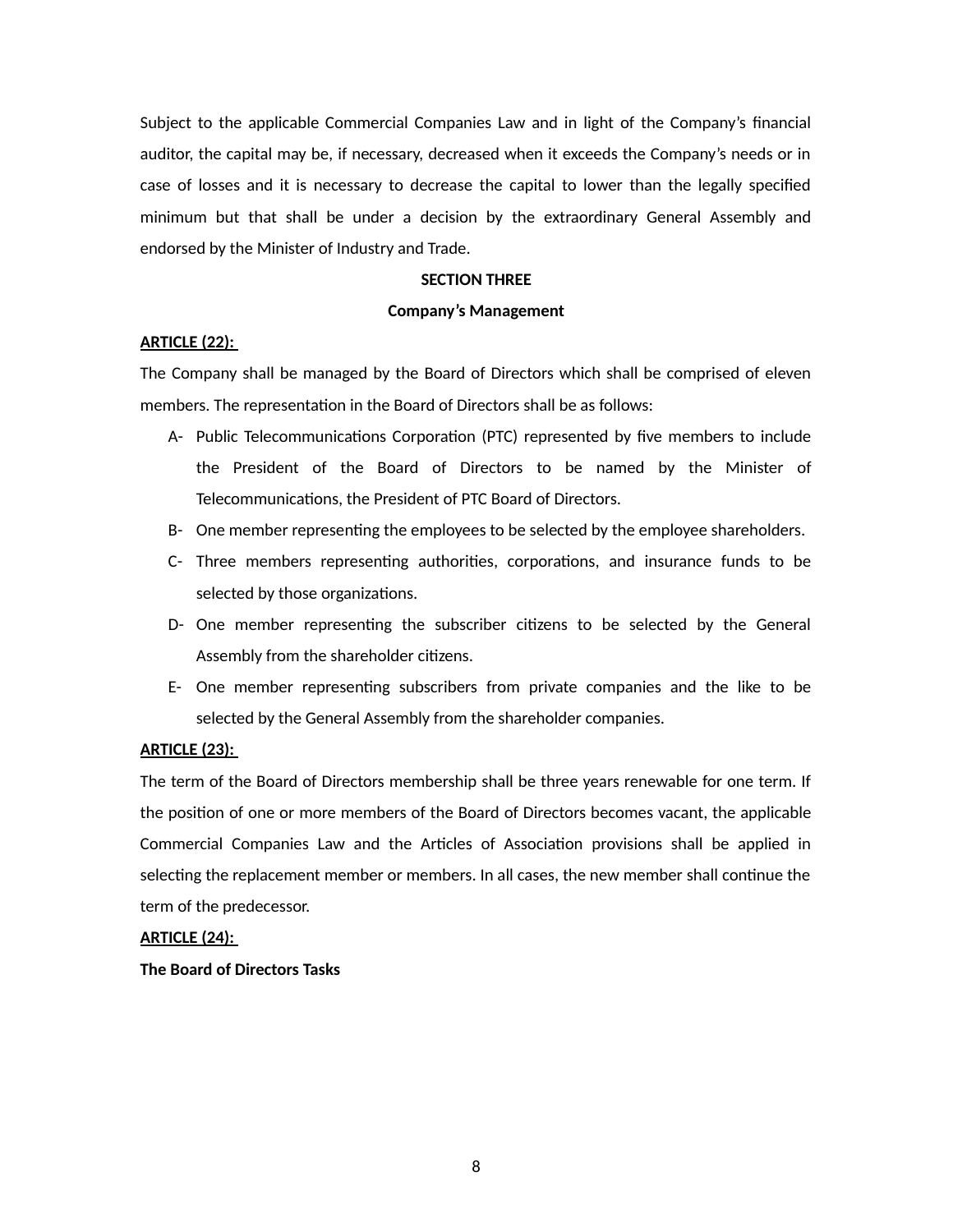Subject to the applicable Commercial Companies Law and in light of the Company's financial auditor, the capital may be, if necessary, decreased when it exceeds the Company's needs or in case of losses and it is necessary to decrease the capital to lower than the legally specified minimum but that shall be under a decision by the extraordinary General Assembly and endorsed by the Minister of Industry and Trade.

## SECTION THREE

## Company's Management

**ARTICLE (22):**

The Company shall be managed by the Board of Directors which shall be comprised of eleven members. The representation in the Board of Directors shall be as follows:

A- Public Telecommunications Corporation (PTC) represented by five members to include the President of the Board of Directors to be named by the Minister of Telecommunications, the President of PTC Board of Directors.

B- One member representing the employees to be selected by the employee shareholders.

C- Three members representing authorities, corporations, and insurance funds to be selected by those organizations.

D- One member representing the subscriber citizens to be selected by the General Assembly from the shareholder citizens.

E- One member representing subscribers from private companies and the like to be selected by the General Assembly from the shareholder companies.

**ARTICLE (23):**

The term of the Board of Directors membership shall be three years renewable for one term. If the position of one or more members of the Board of Directors becomes vacant, the applicable Commercial Companies Law and the Articles of Association provisions shall be applied in selecting the replacement member or members. In all cases, the new member shall continue the term of the predecessor.

**ARTICLE (24):**

**The Board of Directors Tasks**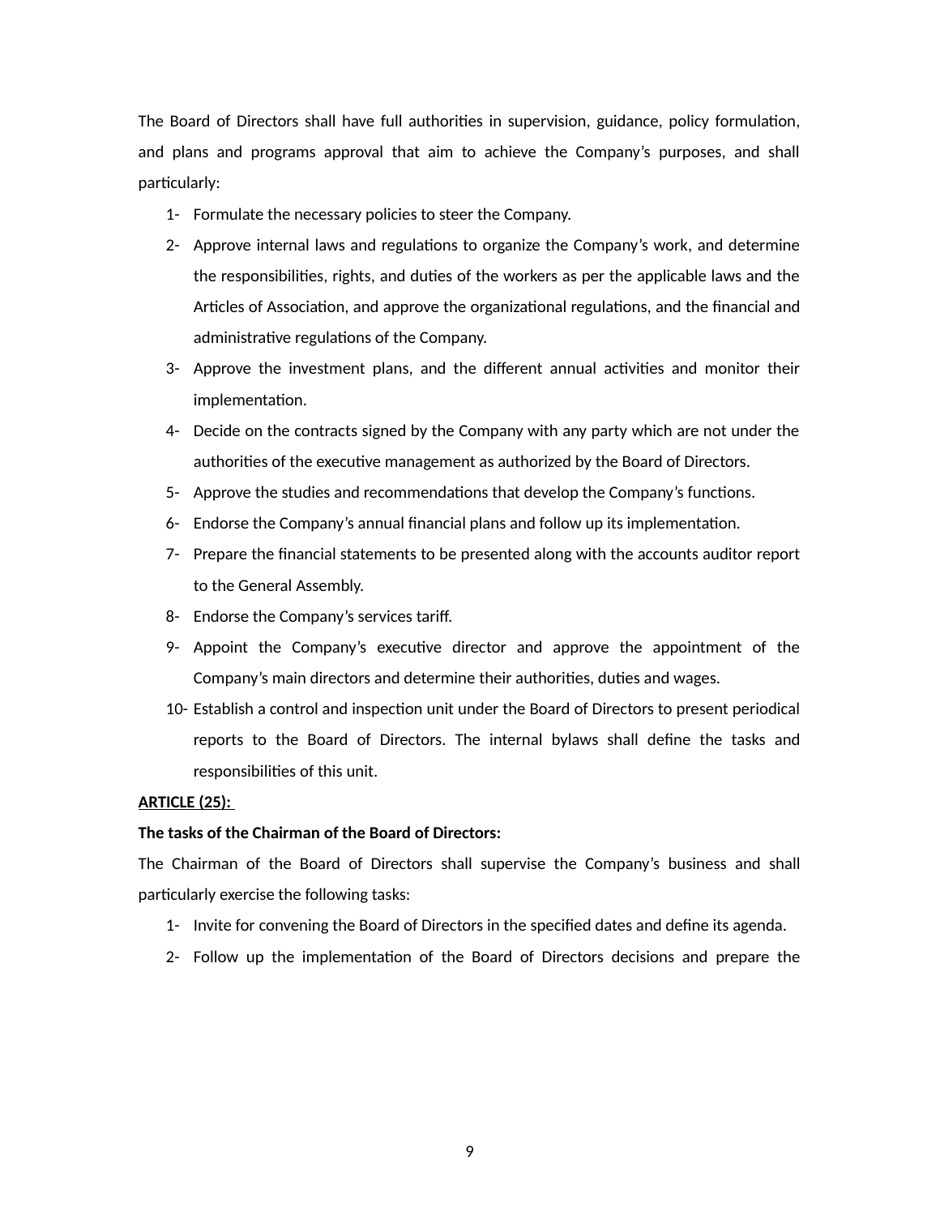The Board of Directors shall have full authorities in supervision, guidance, policy formulation, and plans and programs approval that aim to achieve the Company's purposes, and shall particularly:

1- Formulate the necessary policies to steer the Company.
2- Approve internal laws and regulations to organize the Company's work, and determine the responsibilities, rights, and duties of the workers as per the applicable laws and the Articles of Association, and approve the organizational regulations, and the financial and administrative regulations of the Company.
3- Approve the investment plans, and the different annual activities and monitor their implementation.
4- Decide on the contracts signed by the Company with any party which are not under the authorities of the executive management as authorized by the Board of Directors.
5- Approve the studies and recommendations that develop the Company's functions.
6- Endorse the Company's annual financial plans and follow up its implementation.
7- Prepare the financial statements to be presented along with the accounts auditor report to the General Assembly.
8- Endorse the Company's services tariff.
9- Appoint the Company's executive director and approve the appointment of the Company's main directors and determine their authorities, duties and wages.
10- Establish a control and inspection unit under the Board of Directors to present periodical reports to the Board of Directors. The internal bylaws shall define the tasks and responsibilities of this unit.

**ARTICLE (25):**

**The tasks of the Chairman of the Board of Directors:**

The Chairman of the Board of Directors shall supervise the Company's business and shall particularly exercise the following tasks:

1- Invite for convening the Board of Directors in the specified dates and define its agenda.
2- Follow up the implementation of the Board of Directors decisions and prepare the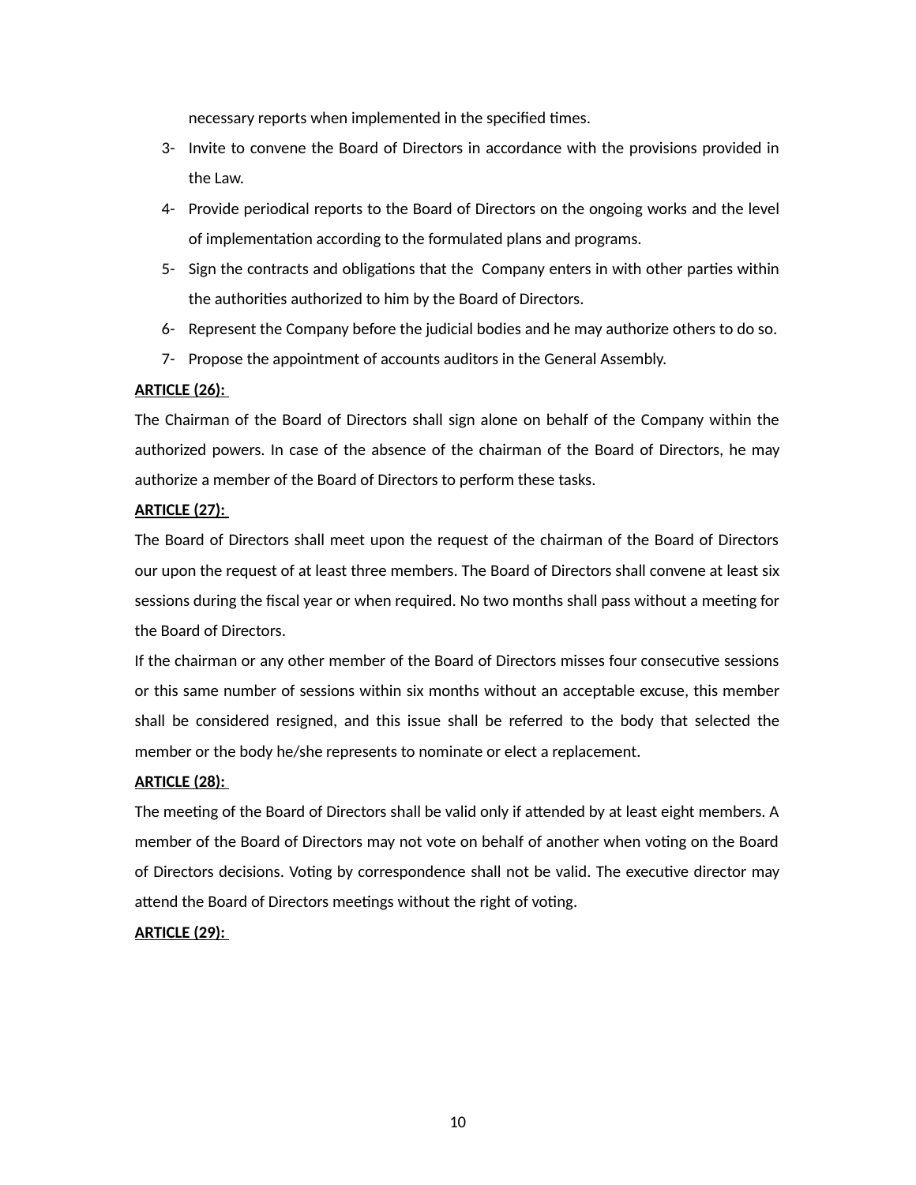necessary reports when implemented in the specified times.

3- Invite to convene the Board of Directors in accordance with the provisions provided in the Law.
4- Provide periodical reports to the Board of Directors on the ongoing works and the level of implementation according to the formulated plans and programs.
5- Sign the contracts and obligations that the Company enters in with other parties within the authorities authorized to him by the Board of Directors.
6- Represent the Company before the judicial bodies and he may authorize others to do so.
7- Propose the appointment of accounts auditors in the General Assembly.

**ARTICLE (26):**

The Chairman of the Board of Directors shall sign alone on behalf of the Company within the authorized powers. In case of the absence of the chairman of the Board of Directors, he may authorize a member of the Board of Directors to perform these tasks.

**ARTICLE (27):**

The Board of Directors shall meet upon the request of the chairman of the Board of Directors our upon the request of at least three members. The Board of Directors shall convene at least six sessions during the fiscal year or when required. No two months shall pass without a meeting for the Board of Directors.

If the chairman or any other member of the Board of Directors misses four consecutive sessions or this same number of sessions within six months without an acceptable excuse, this member shall be considered resigned, and this issue shall be referred to the body that selected the member or the body he/she represents to nominate or elect a replacement.

**ARTICLE (28):**

The meeting of the Board of Directors shall be valid only if attended by at least eight members. A member of the Board of Directors may not vote on behalf of another when voting on the Board of Directors decisions. Voting by correspondence shall not be valid. The executive director may attend the Board of Directors meetings without the right of voting.

**ARTICLE (29):**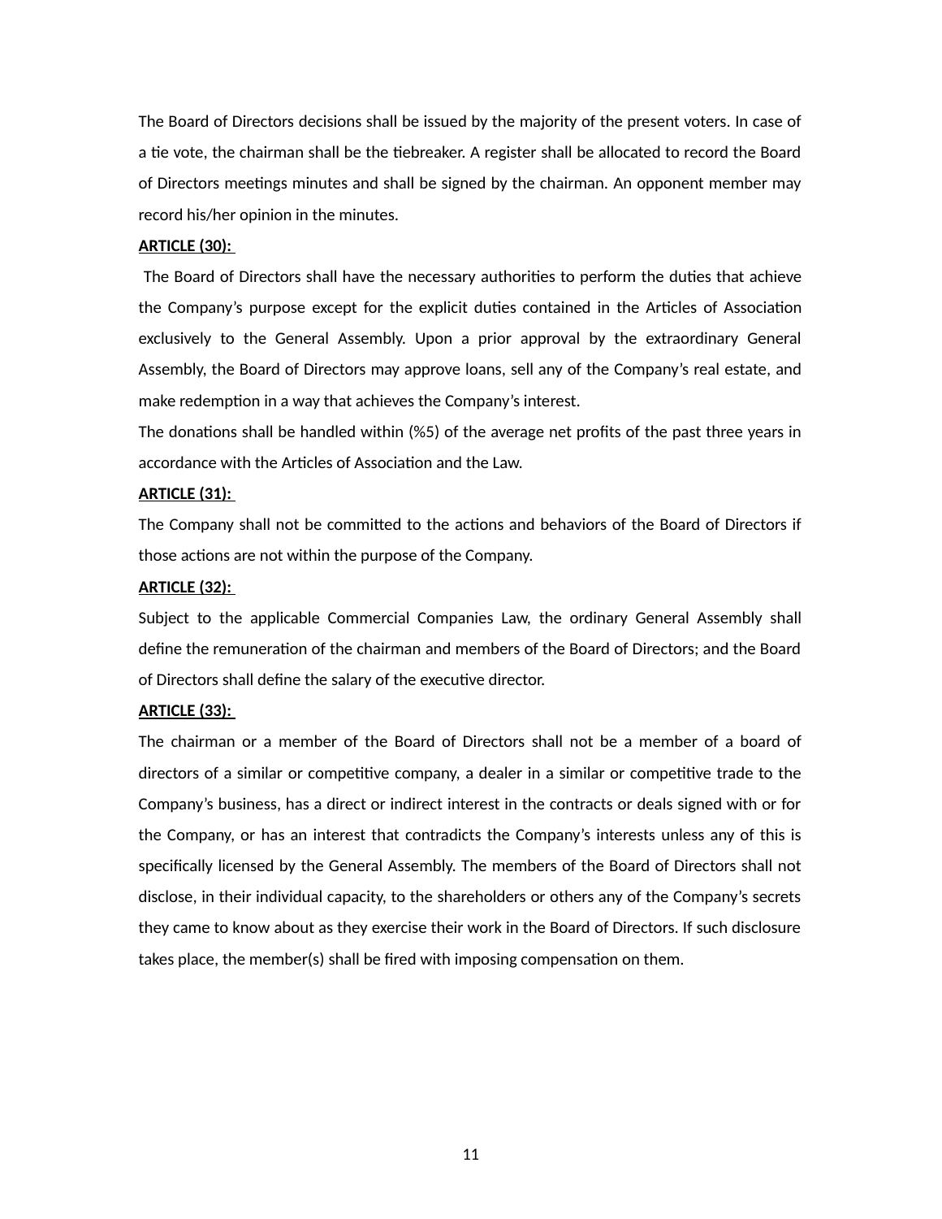The Board of Directors decisions shall be issued by the majority of the present voters. In case of a tie vote, the chairman shall be the tiebreaker. A register shall be allocated to record the Board of Directors meetings minutes and shall be signed by the chairman. An opponent member may record his/her opinion in the minutes.

**ARTICLE (30):**

The Board of Directors shall have the necessary authorities to perform the duties that achieve the Company's purpose except for the explicit duties contained in the Articles of Association exclusively to the General Assembly. Upon a prior approval by the extraordinary General Assembly, the Board of Directors may approve loans, sell any of the Company's real estate, and make redemption in a way that achieves the Company's interest.

The donations shall be handled within (%5) of the average net profits of the past three years in accordance with the Articles of Association and the Law.

**ARTICLE (31):**

The Company shall not be committed to the actions and behaviors of the Board of Directors if those actions are not within the purpose of the Company.

**ARTICLE (32):**

Subject to the applicable Commercial Companies Law, the ordinary General Assembly shall define the remuneration of the chairman and members of the Board of Directors; and the Board of Directors shall define the salary of the executive director.

**ARTICLE (33):**

The chairman or a member of the Board of Directors shall not be a member of a board of directors of a similar or competitive company, a dealer in a similar or competitive trade to the Company's business, has a direct or indirect interest in the contracts or deals signed with or for the Company, or has an interest that contradicts the Company's interests unless any of this is specifically licensed by the General Assembly. The members of the Board of Directors shall not disclose, in their individual capacity, to the shareholders or others any of the Company's secrets they came to know about as they exercise their work in the Board of Directors. If such disclosure takes place, the member(s) shall be fired with imposing compensation on them.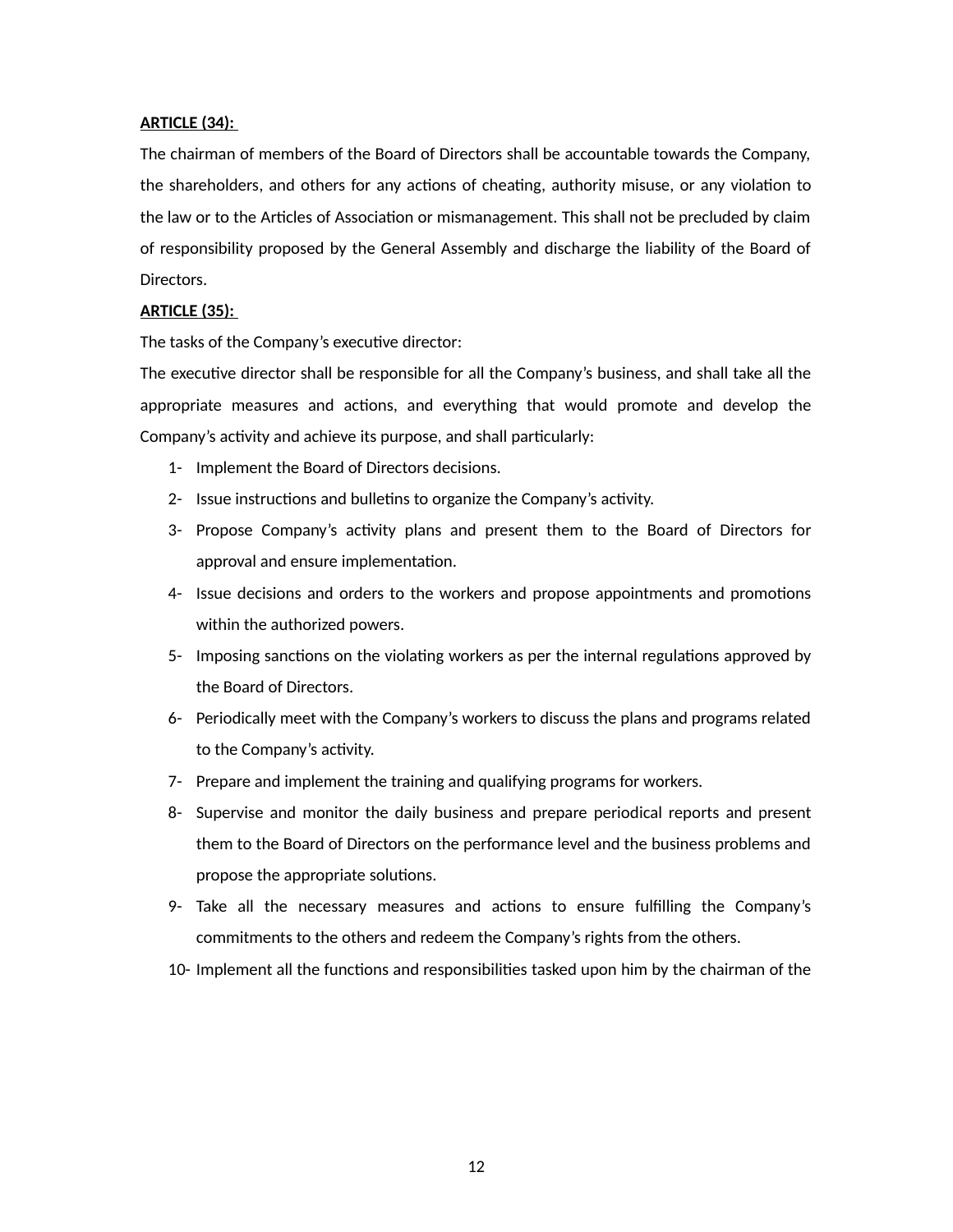**ARTICLE (34):**

The chairman of members of the Board of Directors shall be accountable towards the Company, the shareholders, and others for any actions of cheating, authority misuse, or any violation to the law or to the Articles of Association or mismanagement. This shall not be precluded by claim of responsibility proposed by the General Assembly and discharge the liability of the Board of Directors.

**ARTICLE (35):**

The tasks of the Company's executive director:

The executive director shall be responsible for all the Company's business, and shall take all the appropriate measures and actions, and everything that would promote and develop the Company's activity and achieve its purpose, and shall particularly:

1- Implement the Board of Directors decisions.
2- Issue instructions and bulletins to organize the Company's activity.
3- Propose Company's activity plans and present them to the Board of Directors for approval and ensure implementation.
4- Issue decisions and orders to the workers and propose appointments and promotions within the authorized powers.
5- Imposing sanctions on the violating workers as per the internal regulations approved by the Board of Directors.
6- Periodically meet with the Company's workers to discuss the plans and programs related to the Company's activity.
7- Prepare and implement the training and qualifying programs for workers.
8- Supervise and monitor the daily business and prepare periodical reports and present them to the Board of Directors on the performance level and the business problems and propose the appropriate solutions.
9- Take all the necessary measures and actions to ensure fulfilling the Company's commitments to the others and redeem the Company's rights from the others.
10- Implement all the functions and responsibilities tasked upon him by the chairman of the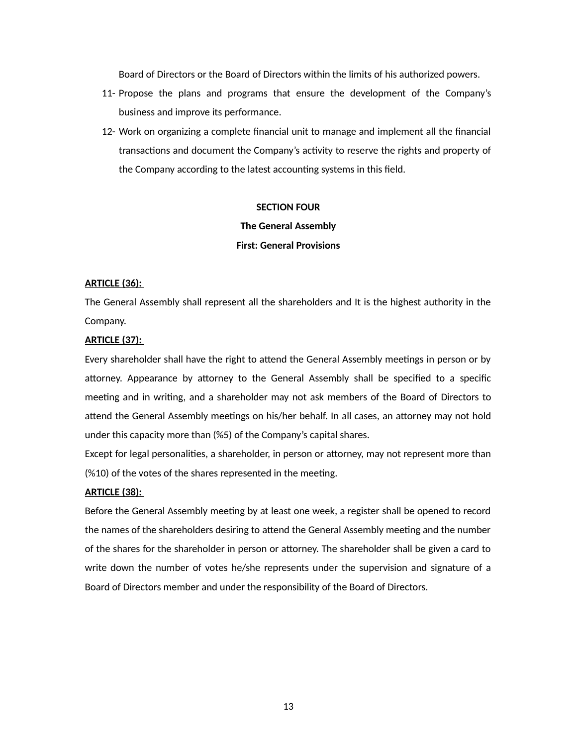Board of Directors or the Board of Directors within the limits of his authorized powers.

11- Propose the plans and programs that ensure the development of the Company's business and improve its performance.
12- Work on organizing a complete financial unit to manage and implement all the financial transactions and document the Company's activity to reserve the rights and property of the Company according to the latest accounting systems in this field.

## SECTION FOUR

## The General Assembly

### First: General Provisions

**ARTICLE (36):**

The General Assembly shall represent all the shareholders and It is the highest authority in the Company.

**ARTICLE (37):**

Every shareholder shall have the right to attend the General Assembly meetings in person or by attorney. Appearance by attorney to the General Assembly shall be specified to a specific meeting and in writing, and a shareholder may not ask members of the Board of Directors to attend the General Assembly meetings on his/her behalf. In all cases, an attorney may not hold under this capacity more than (%5) of the Company's capital shares.

Except for legal personalities, a shareholder, in person or attorney, may not represent more than (%10) of the votes of the shares represented in the meeting.

**ARTICLE (38):**

Before the General Assembly meeting by at least one week, a register shall be opened to record the names of the shareholders desiring to attend the General Assembly meeting and the number of the shares for the shareholder in person or attorney. The shareholder shall be given a card to write down the number of votes he/she represents under the supervision and signature of a Board of Directors member and under the responsibility of the Board of Directors.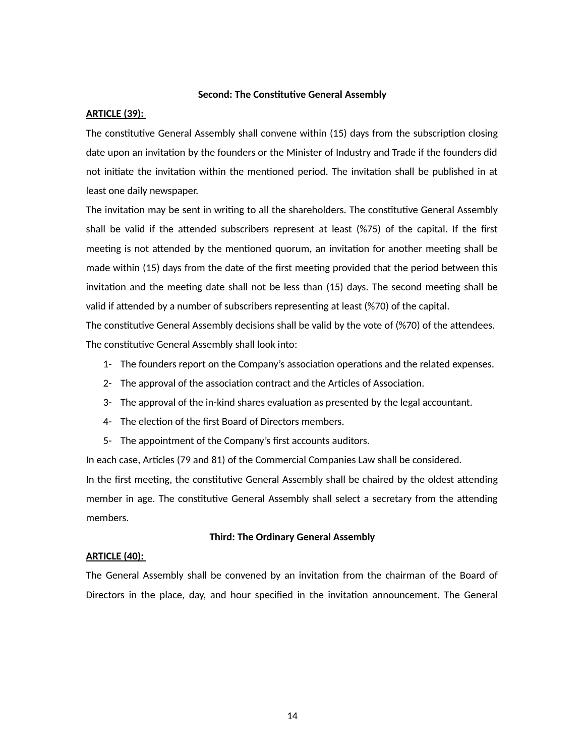**Second: The Constitutive General Assembly**

**ARTICLE (39):**

The constitutive General Assembly shall convene within (15) days from the subscription closing date upon an invitation by the founders or the Minister of Industry and Trade if the founders did not initiate the invitation within the mentioned period. The invitation shall be published in at least one daily newspaper.

The invitation may be sent in writing to all the shareholders. The constitutive General Assembly shall be valid if the attended subscribers represent at least (%75) of the capital. If the first meeting is not attended by the mentioned quorum, an invitation for another meeting shall be made within (15) days from the date of the first meeting provided that the period between this invitation and the meeting date shall not be less than (15) days. The second meeting shall be valid if attended by a number of subscribers representing at least (%70) of the capital.

The constitutive General Assembly decisions shall be valid by the vote of (%70) of the attendees.

The constitutive General Assembly shall look into:

1- The founders report on the Company's association operations and the related expenses.
2- The approval of the association contract and the Articles of Association.
3- The approval of the in-kind shares evaluation as presented by the legal accountant.
4- The election of the first Board of Directors members.
5- The appointment of the Company's first accounts auditors.

In each case, Articles (79 and 81) of the Commercial Companies Law shall be considered.

In the first meeting, the constitutive General Assembly shall be chaired by the oldest attending member in age. The constitutive General Assembly shall select a secretary from the attending members.

**Third: The Ordinary General Assembly**

**ARTICLE (40):**

The General Assembly shall be convened by an invitation from the chairman of the Board of Directors in the place, day, and hour specified in the invitation announcement. The General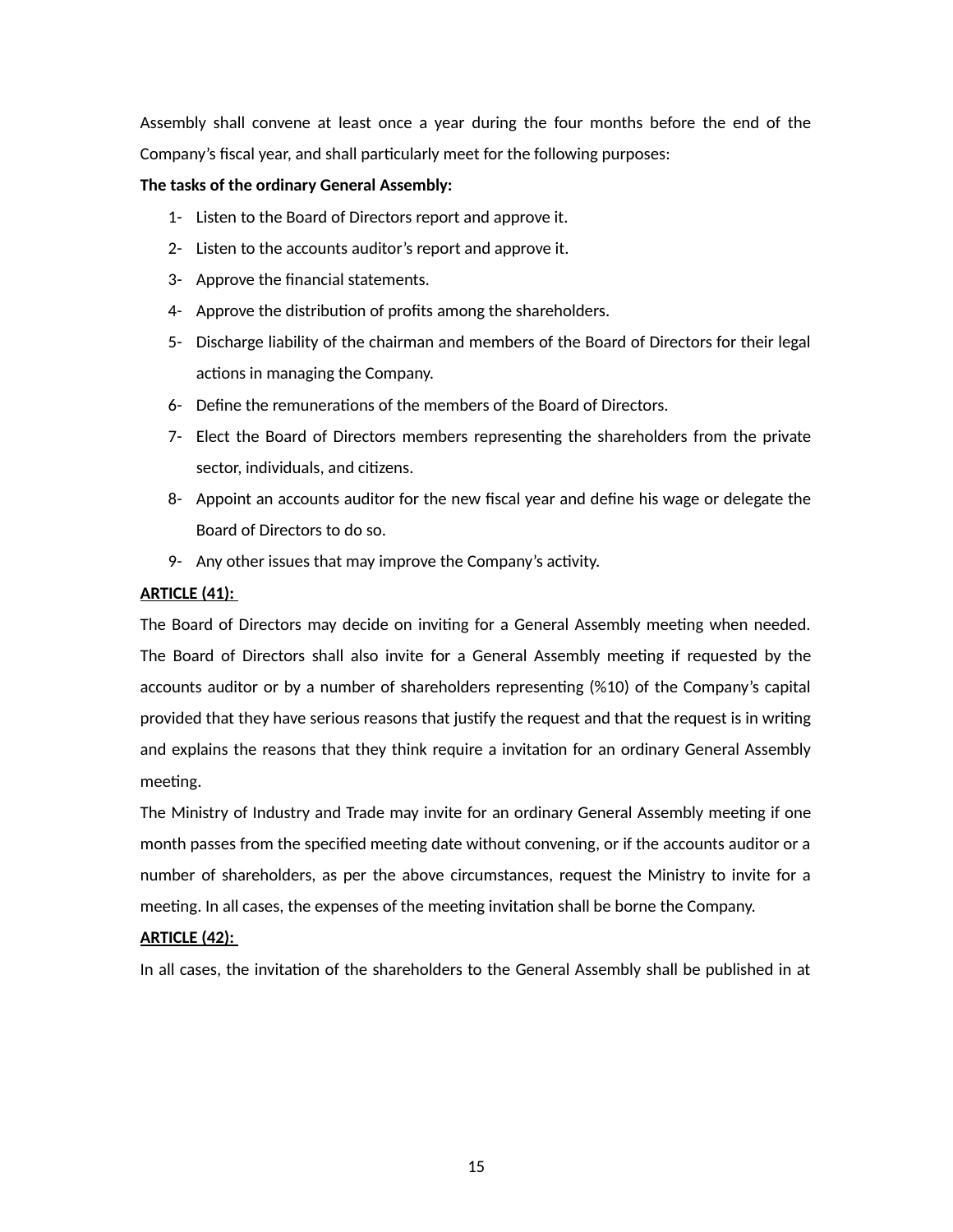Assembly shall convene at least once a year during the four months before the end of the Company's fiscal year, and shall particularly meet for the following purposes:

**The tasks of the ordinary General Assembly:**

1- Listen to the Board of Directors report and approve it.
2- Listen to the accounts auditor's report and approve it.
3- Approve the financial statements.
4- Approve the distribution of profits among the shareholders.
5- Discharge liability of the chairman and members of the Board of Directors for their legal actions in managing the Company.
6- Define the remunerations of the members of the Board of Directors.
7- Elect the Board of Directors members representing the shareholders from the private sector, individuals, and citizens.
8- Appoint an accounts auditor for the new fiscal year and define his wage or delegate the Board of Directors to do so.
9- Any other issues that may improve the Company's activity.

**ARTICLE (41):**

The Board of Directors may decide on inviting for a General Assembly meeting when needed. The Board of Directors shall also invite for a General Assembly meeting if requested by the accounts auditor or by a number of shareholders representing (%10) of the Company's capital provided that they have serious reasons that justify the request and that the request is in writing and explains the reasons that they think require a invitation for an ordinary General Assembly meeting.

The Ministry of Industry and Trade may invite for an ordinary General Assembly meeting if one month passes from the specified meeting date without convening, or if the accounts auditor or a number of shareholders, as per the above circumstances, request the Ministry to invite for a meeting. In all cases, the expenses of the meeting invitation shall be borne the Company.

**ARTICLE (42):**

In all cases, the invitation of the shareholders to the General Assembly shall be published in at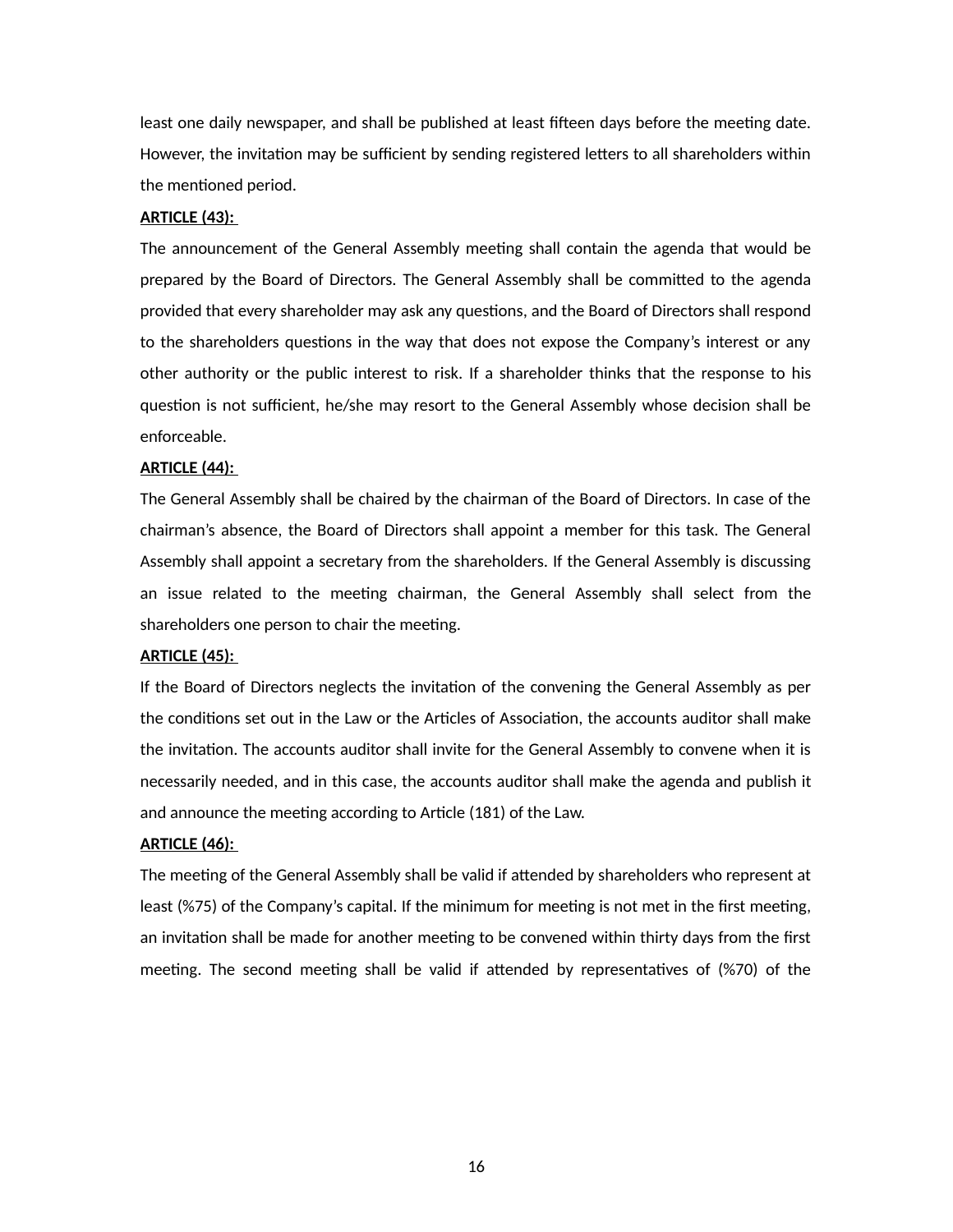least one daily newspaper, and shall be published at least fifteen days before the meeting date. However, the invitation may be sufficient by sending registered letters to all shareholders within the mentioned period.

**ARTICLE (43):**

The announcement of the General Assembly meeting shall contain the agenda that would be prepared by the Board of Directors. The General Assembly shall be committed to the agenda provided that every shareholder may ask any questions, and the Board of Directors shall respond to the shareholders questions in the way that does not expose the Company's interest or any other authority or the public interest to risk. If a shareholder thinks that the response to his question is not sufficient, he/she may resort to the General Assembly whose decision shall be enforceable.

**ARTICLE (44):**

The General Assembly shall be chaired by the chairman of the Board of Directors. In case of the chairman's absence, the Board of Directors shall appoint a member for this task. The General Assembly shall appoint a secretary from the shareholders. If the General Assembly is discussing an issue related to the meeting chairman, the General Assembly shall select from the shareholders one person to chair the meeting.

**ARTICLE (45):**

If the Board of Directors neglects the invitation of the convening the General Assembly as per the conditions set out in the Law or the Articles of Association, the accounts auditor shall make the invitation. The accounts auditor shall invite for the General Assembly to convene when it is necessarily needed, and in this case, the accounts auditor shall make the agenda and publish it and announce the meeting according to Article (181) of the Law.

**ARTICLE (46):**

The meeting of the General Assembly shall be valid if attended by shareholders who represent at least (%75) of the Company's capital. If the minimum for meeting is not met in the first meeting, an invitation shall be made for another meeting to be convened within thirty days from the first meeting. The second meeting shall be valid if attended by representatives of (%70) of the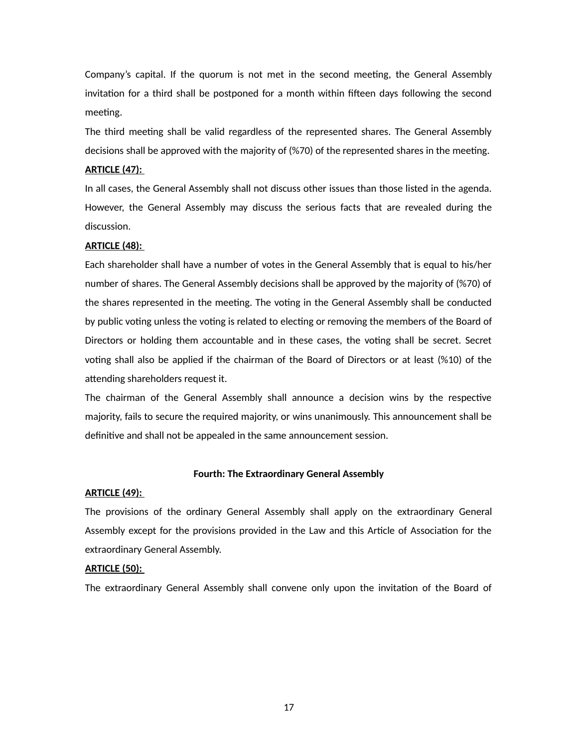Company's capital. If the quorum is not met in the second meeting, the General Assembly invitation for a third shall be postponed for a month within fifteen days following the second meeting.

The third meeting shall be valid regardless of the represented shares. The General Assembly decisions shall be approved with the majority of (%70) of the represented shares in the meeting.

**ARTICLE (47):**

In all cases, the General Assembly shall not discuss other issues than those listed in the agenda. However, the General Assembly may discuss the serious facts that are revealed during the discussion.

**ARTICLE (48):**

Each shareholder shall have a number of votes in the General Assembly that is equal to his/her number of shares. The General Assembly decisions shall be approved by the majority of (%70) of the shares represented in the meeting. The voting in the General Assembly shall be conducted by public voting unless the voting is related to electing or removing the members of the Board of Directors or holding them accountable and in these cases, the voting shall be secret. Secret voting shall also be applied if the chairman of the Board of Directors or at least (%10) of the attending shareholders request it.

The chairman of the General Assembly shall announce a decision wins by the respective majority, fails to secure the required majority, or wins unanimously. This announcement shall be definitive and shall not be appealed in the same announcement session.

## Fourth: The Extraordinary General Assembly

**ARTICLE (49):**

The provisions of the ordinary General Assembly shall apply on the extraordinary General Assembly except for the provisions provided in the Law and this Article of Association for the extraordinary General Assembly.

**ARTICLE (50):**

The extraordinary General Assembly shall convene only upon the invitation of the Board of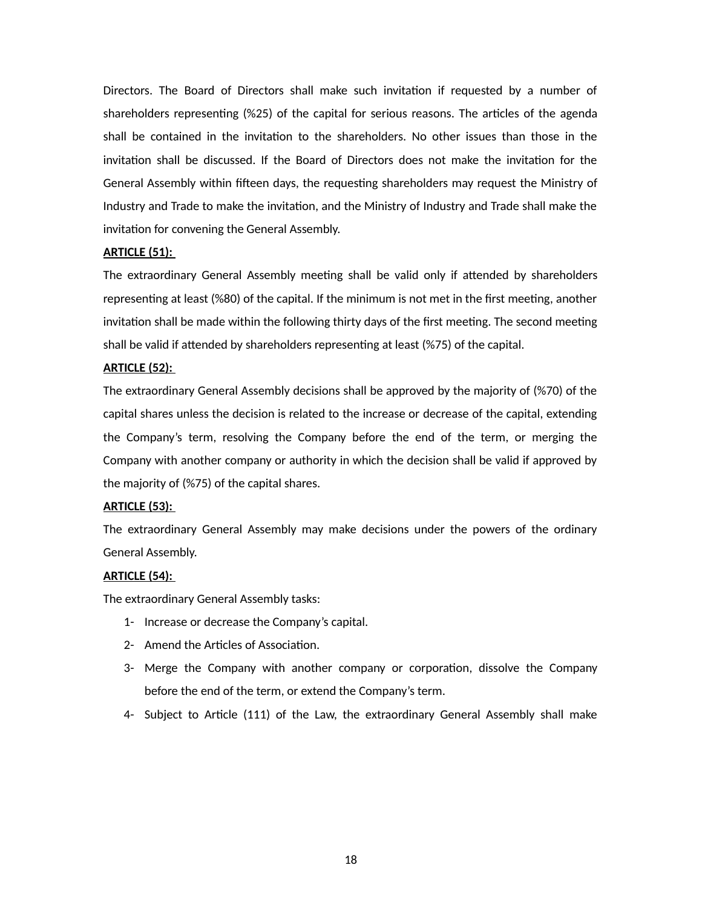Directors. The Board of Directors shall make such invitation if requested by a number of shareholders representing (%25) of the capital for serious reasons. The articles of the agenda shall be contained in the invitation to the shareholders. No other issues than those in the invitation shall be discussed. If the Board of Directors does not make the invitation for the General Assembly within fifteen days, the requesting shareholders may request the Ministry of Industry and Trade to make the invitation, and the Ministry of Industry and Trade shall make the invitation for convening the General Assembly.

**ARTICLE (51):**

The extraordinary General Assembly meeting shall be valid only if attended by shareholders representing at least (%80) of the capital. If the minimum is not met in the first meeting, another invitation shall be made within the following thirty days of the first meeting. The second meeting shall be valid if attended by shareholders representing at least (%75) of the capital.

**ARTICLE (52):**

The extraordinary General Assembly decisions shall be approved by the majority of (%70) of the capital shares unless the decision is related to the increase or decrease of the capital, extending the Company's term, resolving the Company before the end of the term, or merging the Company with another company or authority in which the decision shall be valid if approved by the majority of (%75) of the capital shares.

**ARTICLE (53):**

The extraordinary General Assembly may make decisions under the powers of the ordinary General Assembly.

**ARTICLE (54):**

The extraordinary General Assembly tasks:

1- Increase or decrease the Company's capital.
2- Amend the Articles of Association.
3- Merge the Company with another company or corporation, dissolve the Company before the end of the term, or extend the Company's term.
4- Subject to Article (111) of the Law, the extraordinary General Assembly shall make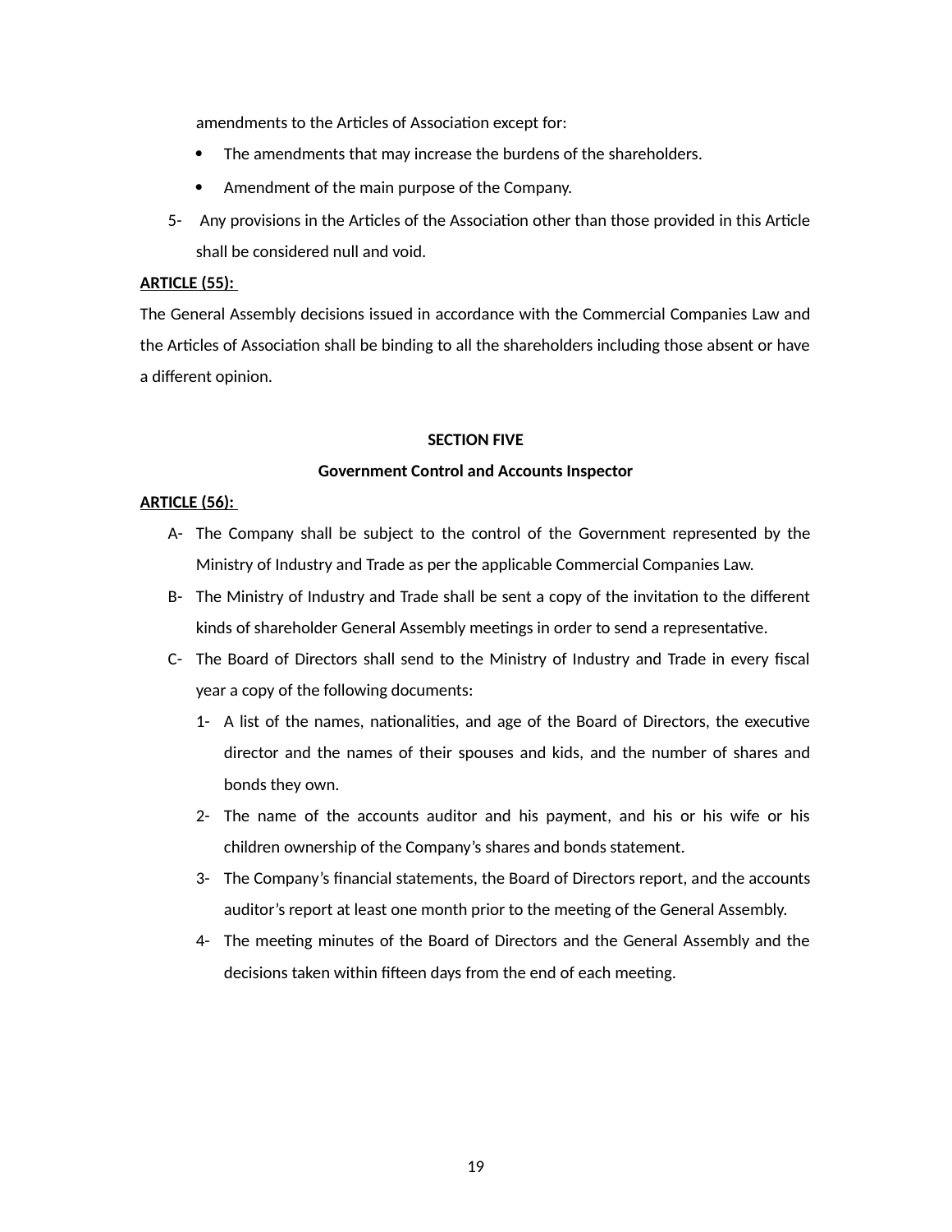amendments to the Articles of Association except for:

- The amendments that may increase the burdens of the shareholders.
- Amendment of the main purpose of the Company.

5- Any provisions in the Articles of the Association other than those provided in this Article shall be considered null and void.

**ARTICLE (55):**

The General Assembly decisions issued in accordance with the Commercial Companies Law and the Articles of Association shall be binding to all the shareholders including those absent or have a different opinion.

## SECTION FIVE

## Government Control and Accounts Inspector

**ARTICLE (56):**

A- The Company shall be subject to the control of the Government represented by the Ministry of Industry and Trade as per the applicable Commercial Companies Law.

B- The Ministry of Industry and Trade shall be sent a copy of the invitation to the different kinds of shareholder General Assembly meetings in order to send a representative.

C- The Board of Directors shall send to the Ministry of Industry and Trade in every fiscal year a copy of the following documents:

1- A list of the names, nationalities, and age of the Board of Directors, the executive director and the names of their spouses and kids, and the number of shares and bonds they own.

2- The name of the accounts auditor and his payment, and his or his wife or his children ownership of the Company's shares and bonds statement.

3- The Company's financial statements, the Board of Directors report, and the accounts auditor's report at least one month prior to the meeting of the General Assembly.

4- The meeting minutes of the Board of Directors and the General Assembly and the decisions taken within fifteen days from the end of each meeting.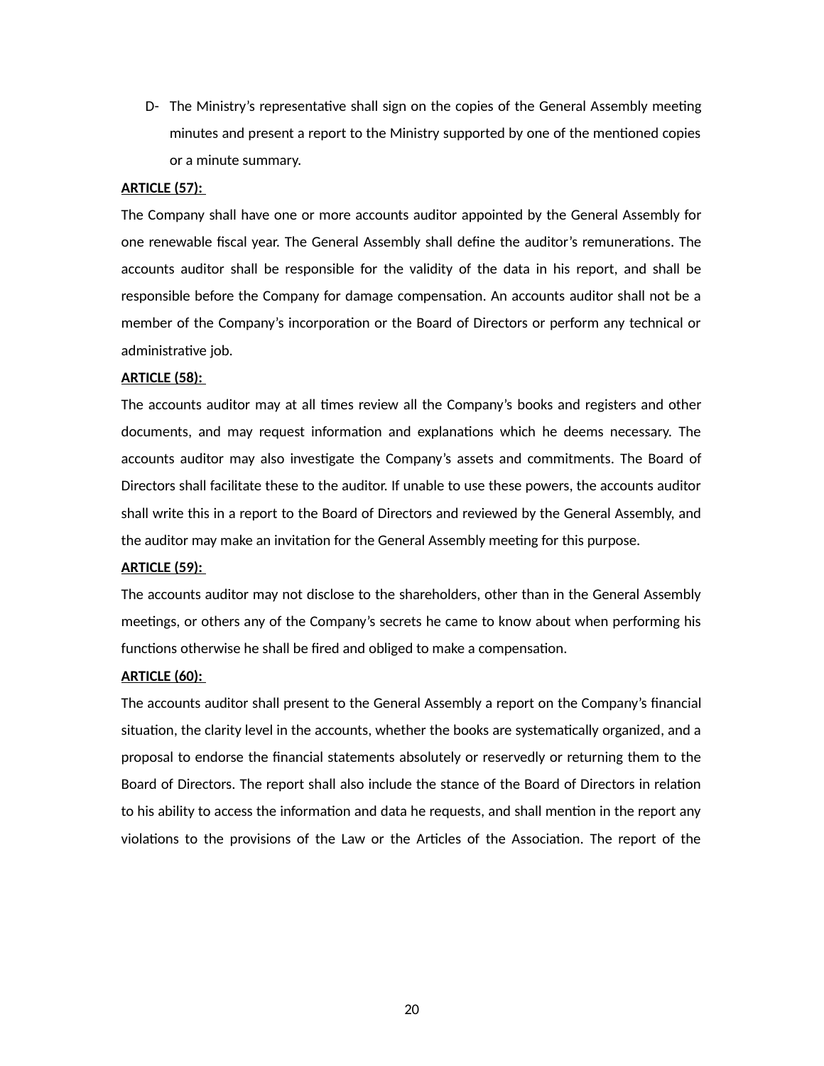D- The Ministry's representative shall sign on the copies of the General Assembly meeting minutes and present a report to the Ministry supported by one of the mentioned copies or a minute summary.

**ARTICLE (57):**

The Company shall have one or more accounts auditor appointed by the General Assembly for one renewable fiscal year. The General Assembly shall define the auditor's remunerations. The accounts auditor shall be responsible for the validity of the data in his report, and shall be responsible before the Company for damage compensation. An accounts auditor shall not be a member of the Company's incorporation or the Board of Directors or perform any technical or administrative job.

**ARTICLE (58):**

The accounts auditor may at all times review all the Company's books and registers and other documents, and may request information and explanations which he deems necessary. The accounts auditor may also investigate the Company's assets and commitments. The Board of Directors shall facilitate these to the auditor. If unable to use these powers, the accounts auditor shall write this in a report to the Board of Directors and reviewed by the General Assembly, and the auditor may make an invitation for the General Assembly meeting for this purpose.

**ARTICLE (59):**

The accounts auditor may not disclose to the shareholders, other than in the General Assembly meetings, or others any of the Company's secrets he came to know about when performing his functions otherwise he shall be fired and obliged to make a compensation.

**ARTICLE (60):**

The accounts auditor shall present to the General Assembly a report on the Company's financial situation, the clarity level in the accounts, whether the books are systematically organized, and a proposal to endorse the financial statements absolutely or reservedly or returning them to the Board of Directors. The report shall also include the stance of the Board of Directors in relation to his ability to access the information and data he requests, and shall mention in the report any violations to the provisions of the Law or the Articles of the Association. The report of the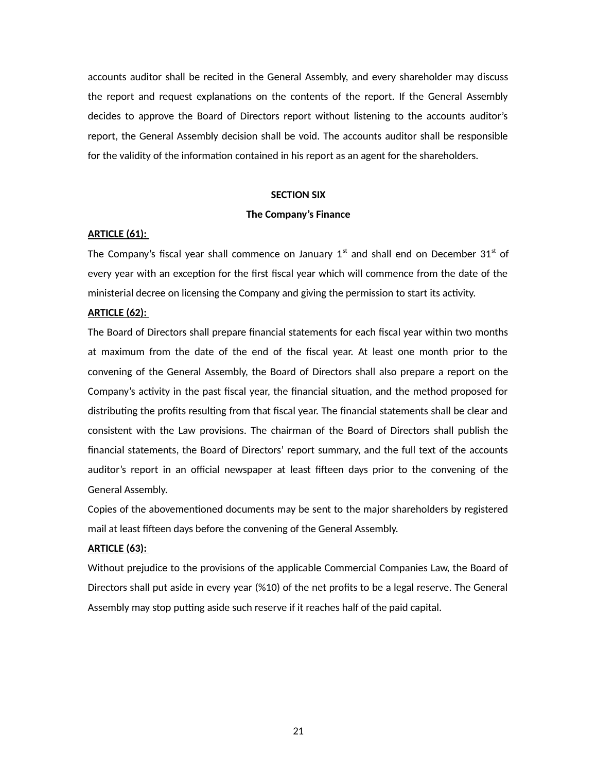accounts auditor shall be recited in the General Assembly, and every shareholder may discuss the report and request explanations on the contents of the report. If the General Assembly decides to approve the Board of Directors report without listening to the accounts auditor's report, the General Assembly decision shall be void. The accounts auditor shall be responsible for the validity of the information contained in his report as an agent for the shareholders.

## SECTION SIX

## The Company's Finance

**ARTICLE (61):**

The Company's fiscal year shall commence on January 1st and shall end on December 31st of every year with an exception for the first fiscal year which will commence from the date of the ministerial decree on licensing the Company and giving the permission to start its activity.

**ARTICLE (62):**

The Board of Directors shall prepare financial statements for each fiscal year within two months at maximum from the date of the end of the fiscal year. At least one month prior to the convening of the General Assembly, the Board of Directors shall also prepare a report on the Company's activity in the past fiscal year, the financial situation, and the method proposed for distributing the profits resulting from that fiscal year. The financial statements shall be clear and consistent with the Law provisions. The chairman of the Board of Directors shall publish the financial statements, the Board of Directors' report summary, and the full text of the accounts auditor's report in an official newspaper at least fifteen days prior to the convening of the General Assembly.

Copies of the abovementioned documents may be sent to the major shareholders by registered mail at least fifteen days before the convening of the General Assembly.

**ARTICLE (63):**

Without prejudice to the provisions of the applicable Commercial Companies Law, the Board of Directors shall put aside in every year (%10) of the net profits to be a legal reserve. The General Assembly may stop putting aside such reserve if it reaches half of the paid capital.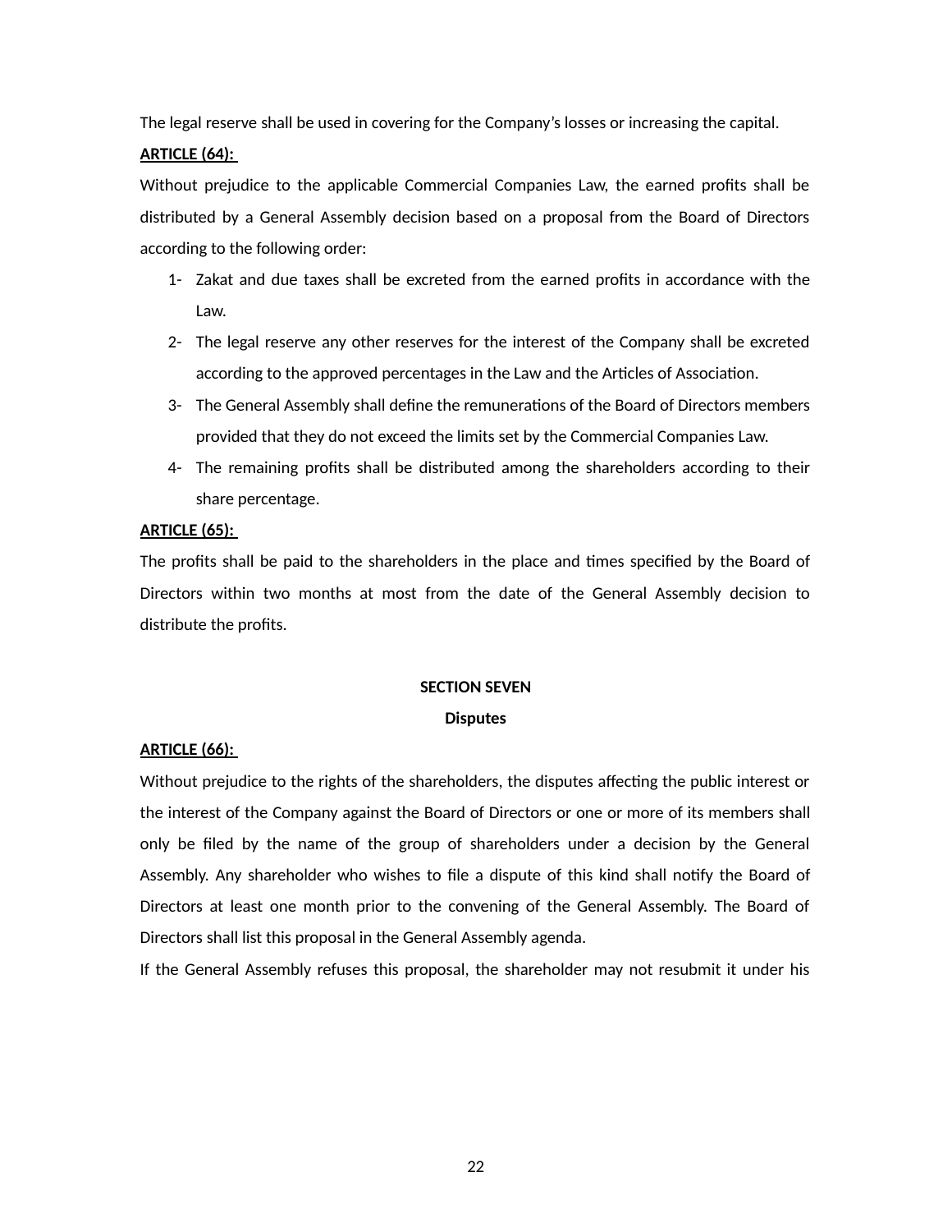The legal reserve shall be used in covering for the Company's losses or increasing the capital.

**ARTICLE (64):**

Without prejudice to the applicable Commercial Companies Law, the earned profits shall be distributed by a General Assembly decision based on a proposal from the Board of Directors according to the following order:

1- Zakat and due taxes shall be excreted from the earned profits in accordance with the Law.
2- The legal reserve any other reserves for the interest of the Company shall be excreted according to the approved percentages in the Law and the Articles of Association.
3- The General Assembly shall define the remunerations of the Board of Directors members provided that they do not exceed the limits set by the Commercial Companies Law.
4- The remaining profits shall be distributed among the shareholders according to their share percentage.

**ARTICLE (65):**

The profits shall be paid to the shareholders in the place and times specified by the Board of Directors within two months at most from the date of the General Assembly decision to distribute the profits.

## SECTION SEVEN

## Disputes

**ARTICLE (66):**

Without prejudice to the rights of the shareholders, the disputes affecting the public interest or the interest of the Company against the Board of Directors or one or more of its members shall only be filed by the name of the group of shareholders under a decision by the General Assembly. Any shareholder who wishes to file a dispute of this kind shall notify the Board of Directors at least one month prior to the convening of the General Assembly. The Board of Directors shall list this proposal in the General Assembly agenda.

If the General Assembly refuses this proposal, the shareholder may not resubmit it under his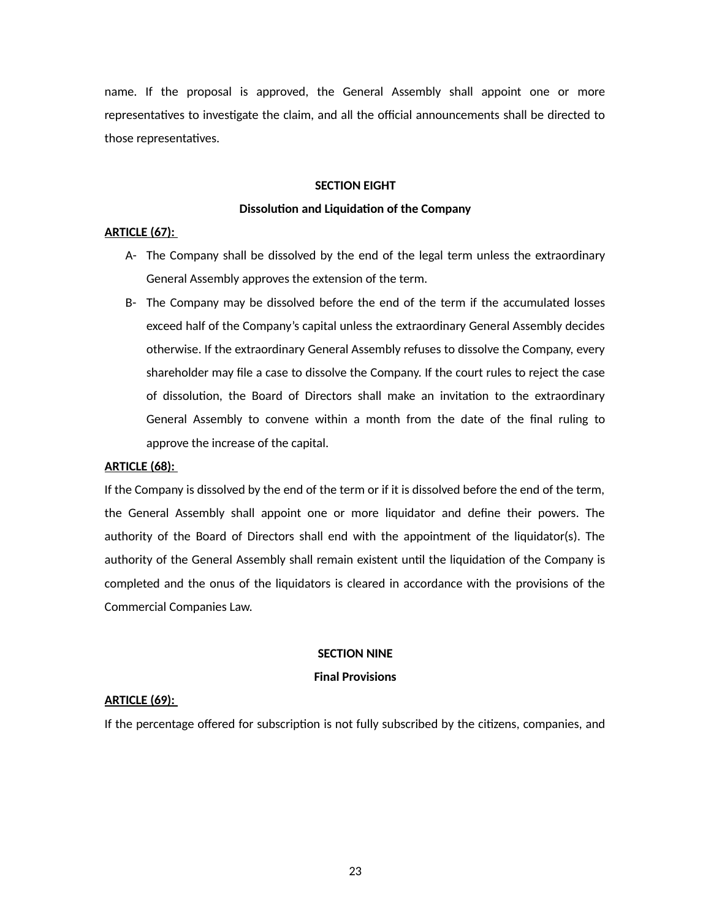name. If the proposal is approved, the General Assembly shall appoint one or more representatives to investigate the claim, and all the official announcements shall be directed to those representatives.

## SECTION EIGHT

## Dissolution and Liquidation of the Company

**ARTICLE (67):**

A- The Company shall be dissolved by the end of the legal term unless the extraordinary General Assembly approves the extension of the term.

B- The Company may be dissolved before the end of the term if the accumulated losses exceed half of the Company's capital unless the extraordinary General Assembly decides otherwise. If the extraordinary General Assembly refuses to dissolve the Company, every shareholder may file a case to dissolve the Company. If the court rules to reject the case of dissolution, the Board of Directors shall make an invitation to the extraordinary General Assembly to convene within a month from the date of the final ruling to approve the increase of the capital.

**ARTICLE (68):**

If the Company is dissolved by the end of the term or if it is dissolved before the end of the term, the General Assembly shall appoint one or more liquidator and define their powers. The authority of the Board of Directors shall end with the appointment of the liquidator(s). The authority of the General Assembly shall remain existent until the liquidation of the Company is completed and the onus of the liquidators is cleared in accordance with the provisions of the Commercial Companies Law.

## SECTION NINE

## Final Provisions

**ARTICLE (69):**

If the percentage offered for subscription is not fully subscribed by the citizens, companies, and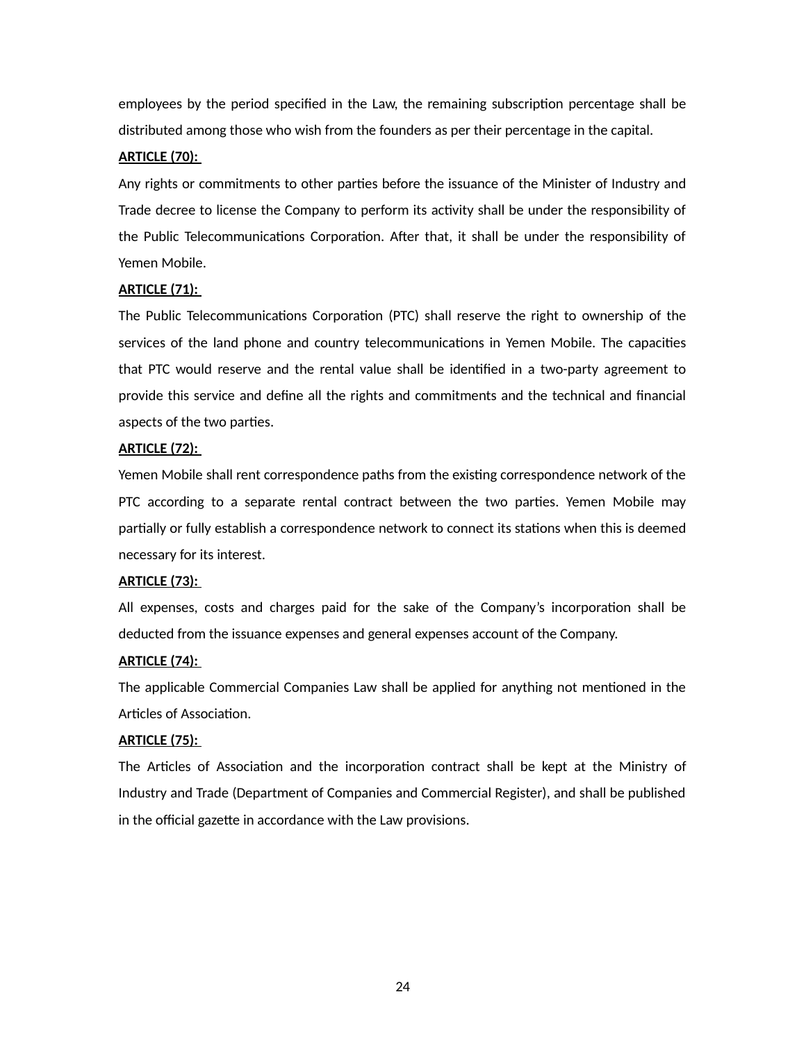employees by the period specified in the Law, the remaining subscription percentage shall be distributed among those who wish from the founders as per their percentage in the capital.

**ARTICLE (70):**

Any rights or commitments to other parties before the issuance of the Minister of Industry and Trade decree to license the Company to perform its activity shall be under the responsibility of the Public Telecommunications Corporation. After that, it shall be under the responsibility of Yemen Mobile.

**ARTICLE (71):**

The Public Telecommunications Corporation (PTC) shall reserve the right to ownership of the services of the land phone and country telecommunications in Yemen Mobile. The capacities that PTC would reserve and the rental value shall be identified in a two-party agreement to provide this service and define all the rights and commitments and the technical and financial aspects of the two parties.

**ARTICLE (72):**

Yemen Mobile shall rent correspondence paths from the existing correspondence network of the PTC according to a separate rental contract between the two parties. Yemen Mobile may partially or fully establish a correspondence network to connect its stations when this is deemed necessary for its interest.

**ARTICLE (73):**

All expenses, costs and charges paid for the sake of the Company's incorporation shall be deducted from the issuance expenses and general expenses account of the Company.

**ARTICLE (74):**

The applicable Commercial Companies Law shall be applied for anything not mentioned in the Articles of Association.

**ARTICLE (75):**

The Articles of Association and the incorporation contract shall be kept at the Ministry of Industry and Trade (Department of Companies and Commercial Register), and shall be published in the official gazette in accordance with the Law provisions.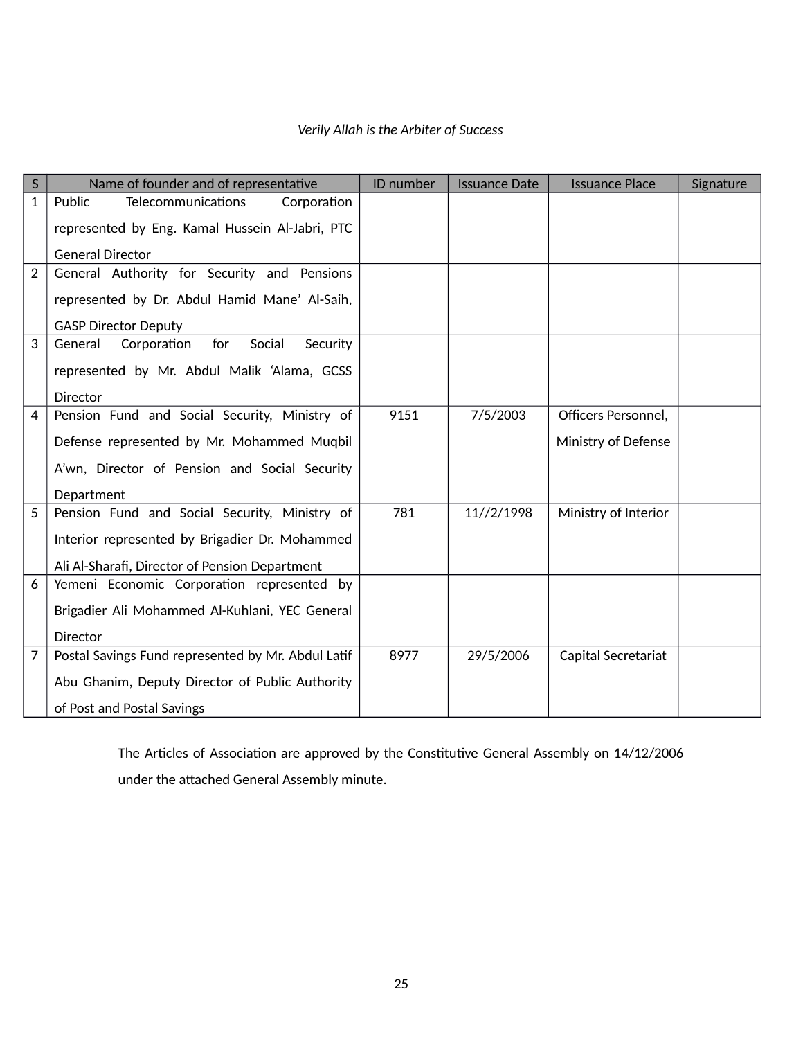*Verily Allah is the Arbiter of Success*

| S | Name of founder and of representative | ID number | Issuance Date | Issuance Place | Signature |
|---|---|---|---|---|---|
| 1 | Public Telecommunications Corporation represented by Eng. Kamal Hussein Al-Jabri, PTC General Director | | | | |
| 2 | General Authority for Security and Pensions represented by Dr. Abdul Hamid Mane' Al-Saih, GASP Director Deputy | | | | |
| 3 | General Corporation for Social Security represented by Mr. Abdul Malik 'Alama, GCSS Director | | | | |
| 4 | Pension Fund and Social Security, Ministry of Defense represented by Mr. Mohammed Muqbil A'wn, Director of Pension and Social Security Department | 9151 | 7/5/2003 | Officers Personnel, Ministry of Defense | |
| 5 | Pension Fund and Social Security, Ministry of Interior represented by Brigadier Dr. Mohammed Ali Al-Sharafi, Director of Pension Department | 781 | 11//2/1998 | Ministry of Interior | |
| 6 | Yemeni Economic Corporation represented by Brigadier Ali Mohammed Al-Kuhlani, YEC General Director | | | | |
| 7 | Postal Savings Fund represented by Mr. Abdul Latif Abu Ghanim, Deputy Director of Public Authority of Post and Postal Savings | 8977 | 29/5/2006 | Capital Secretariat | |

The Articles of Association are approved by the Constitutive General Assembly on 14/12/2006 under the attached General Assembly minute.